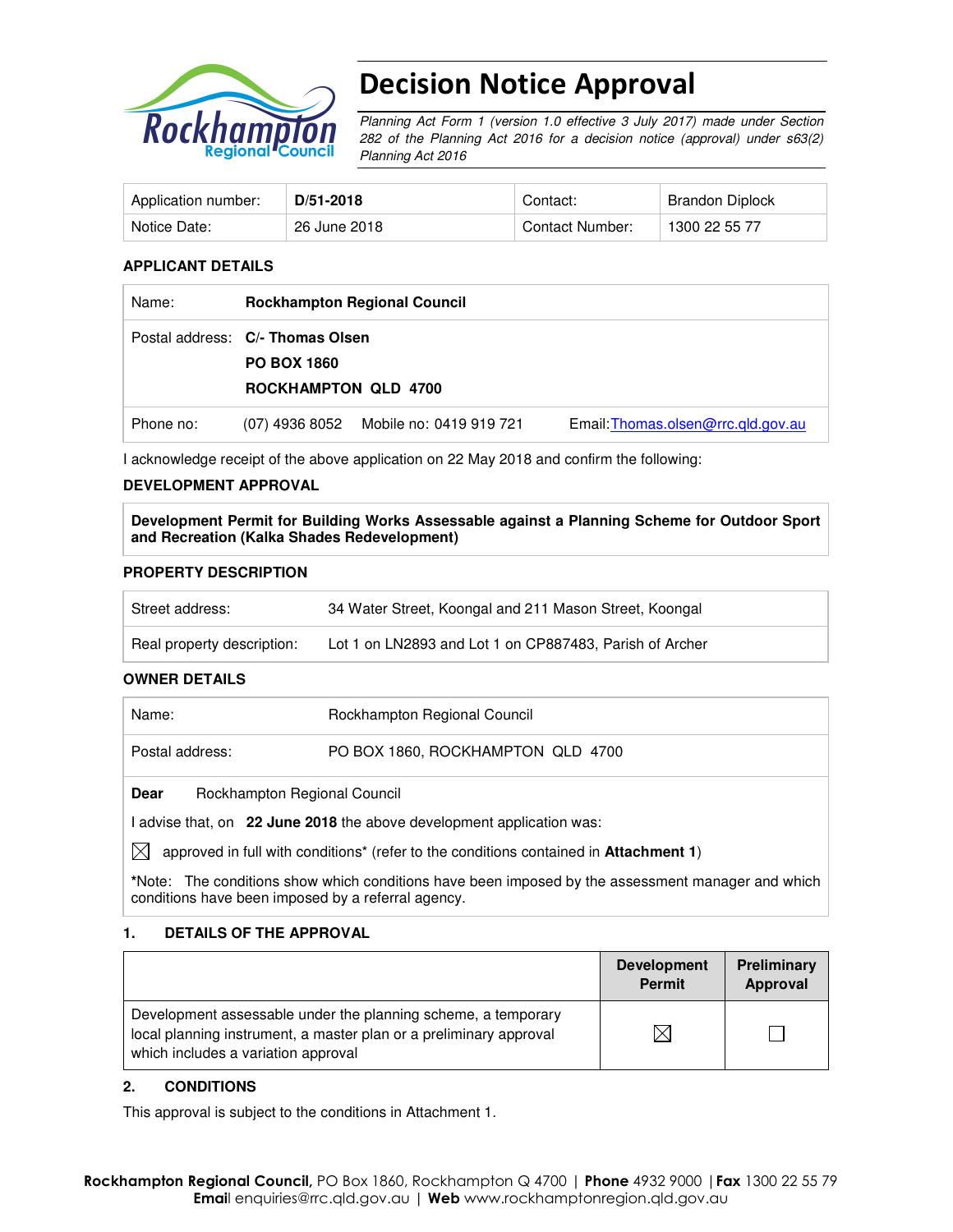# Decision Notice Approval

*Planning Act Form 1 (version 1.0 effective 3 July 2017) made under Section 282 of the Planning Act 2016 for a decision notice (approval) under s63(2) Planning Act 2016*

| Application number: | **D/51-2018** | Contact: | Brandon Diplock |
|---|---|---|---|
| Notice Date: | 26 June 2018 | Contact Number: | 1300 22 55 77 |

### APPLICANT DETAILS

| | | | |
|---|---|---|---|
| Name: | **Rockhampton Regional Council** | | |
| Postal address: | **C/- Thomas Olsen**<br>**PO BOX 1860**<br>**ROCKHAMPTON QLD 4700** | | |
| Phone no: | (07) 4936 8052 | Mobile no: 0419 919 721 | Email: Thomas.olsen@rrc.qld.gov.au |

I acknowledge receipt of the above application on 22 May 2018 and confirm the following:

### DEVELOPMENT APPROVAL

**Development Permit for Building Works Assessable against a Planning Scheme for Outdoor Sport and Recreation (Kalka Shades Redevelopment)**

### PROPERTY DESCRIPTION

| | |
|---|---|
| Street address: | 34 Water Street, Koongal and 211 Mason Street, Koongal |
| Real property description: | Lot 1 on LN2893 and Lot 1 on CP887483, Parish of Archer |

### OWNER DETAILS

| | |
|---|---|
| Name: | Rockhampton Regional Council |
| Postal address: | PO BOX 1860, ROCKHAMPTON QLD 4700 |

**Dear** Rockhampton Regional Council

I advise that, on **22 June 2018** the above development application was:

☒ approved in full with conditions* (refer to the conditions contained in **Attachment 1**)

***Note:** The conditions show which conditions have been imposed by the assessment manager and which conditions have been imposed by a referral agency.

### 1. DETAILS OF THE APPROVAL

| | Development Permit | Preliminary Approval |
|---|---|---|
| Development assessable under the planning scheme, a temporary local planning instrument, a master plan or a preliminary approval which includes a variation approval | ☒ | ☐ |

### 2. CONDITIONS

This approval is subject to the conditions in Attachment 1.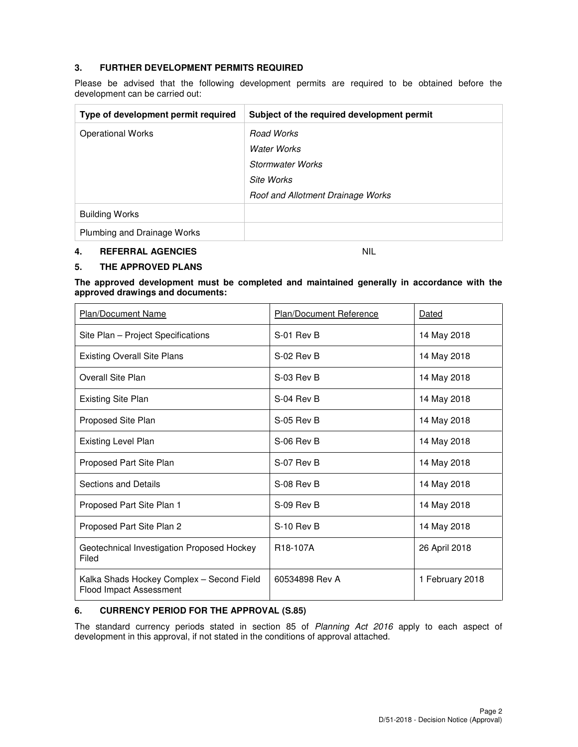### 3. FURTHER DEVELOPMENT PERMITS REQUIRED

Please be advised that the following development permits are required to be obtained before the development can be carried out:

| Type of development permit required | Subject of the required development permit |
|---|---|
| Operational Works | *Road Works*<br>*Water Works*<br>*Stormwater Works*<br>*Site Works*<br>*Roof and Allotment Drainage Works* |
| Building Works | |
| Plumbing and Drainage Works | |

### 4. REFERRAL AGENCIES NIL

### 5. THE APPROVED PLANS

**The approved development must be completed and maintained generally in accordance with the approved drawings and documents:**

| Plan/Document Name | Plan/Document Reference | Dated |
|---|---|---|
| Site Plan – Project Specifications | S-01 Rev B | 14 May 2018 |
| Existing Overall Site Plans | S-02 Rev B | 14 May 2018 |
| Overall Site Plan | S-03 Rev B | 14 May 2018 |
| Existing Site Plan | S-04 Rev B | 14 May 2018 |
| Proposed Site Plan | S-05 Rev B | 14 May 2018 |
| Existing Level Plan | S-06 Rev B | 14 May 2018 |
| Proposed Part Site Plan | S-07 Rev B | 14 May 2018 |
| Sections and Details | S-08 Rev B | 14 May 2018 |
| Proposed Part Site Plan 1 | S-09 Rev B | 14 May 2018 |
| Proposed Part Site Plan 2 | S-10 Rev B | 14 May 2018 |
| Geotechnical Investigation Proposed Hockey Filed | R18-107A | 26 April 2018 |
| Kalka Shads Hockey Complex – Second Field Flood Impact Assessment | 60534898 Rev A | 1 February 2018 |

### 6. CURRENCY PERIOD FOR THE APPROVAL (S.85)

The standard currency periods stated in section 85 of *Planning Act 2016* apply to each aspect of development in this approval, if not stated in the conditions of approval attached.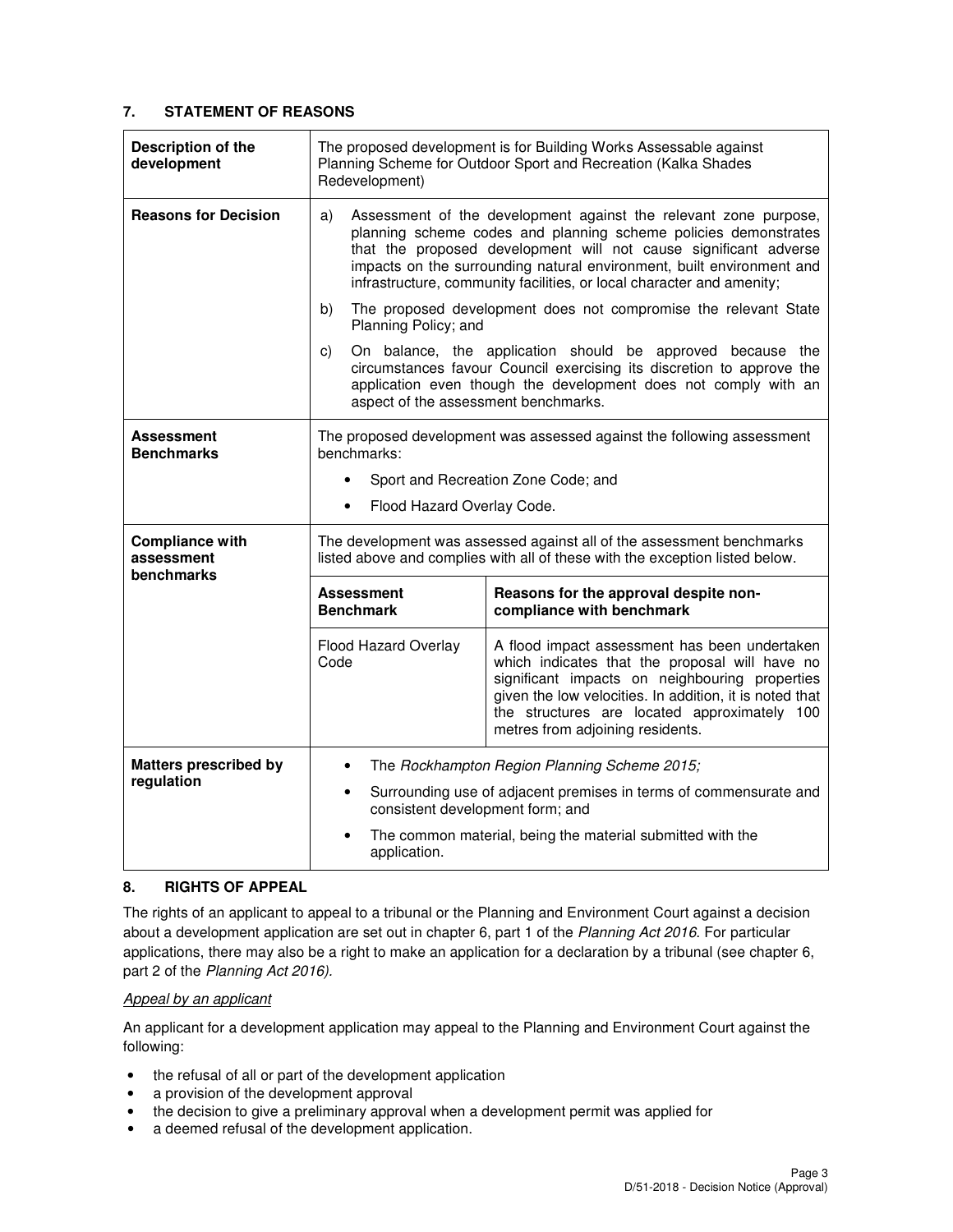## 7. STATEMENT OF REASONS

| | | |
|---|---|---|
| **Description of the development** | The proposed development is for Building Works Assessable against Planning Scheme for Outdoor Sport and Recreation (Kalka Shades Redevelopment) | |
| **Reasons for Decision** | a) Assessment of the development against the relevant zone purpose, planning scheme codes and planning scheme policies demonstrates that the proposed development will not cause significant adverse impacts on the surrounding natural environment, built environment and infrastructure, community facilities, or local character and amenity;<br>b) The proposed development does not compromise the relevant State Planning Policy; and<br>c) On balance, the application should be approved because the circumstances favour Council exercising its discretion to approve the application even though the development does not comply with an aspect of the assessment benchmarks. | |
| **Assessment Benchmarks** | The proposed development was assessed against the following assessment benchmarks:<br>• Sport and Recreation Zone Code; and<br>• Flood Hazard Overlay Code. | |
| **Compliance with assessment benchmarks** | The development was assessed against all of the assessment benchmarks listed above and complies with all of these with the exception listed below. | |
| | **Assessment Benchmark** | **Reasons for the approval despite non-compliance with benchmark** |
| | Flood Hazard Overlay Code | A flood impact assessment has been undertaken which indicates that the proposal will have no significant impacts on neighbouring properties given the low velocities. In addition, it is noted that the structures are located approximately 100 metres from adjoining residents. |
| **Matters prescribed by regulation** | • The *Rockhampton Region Planning Scheme 2015;*<br>• Surrounding use of adjacent premises in terms of commensurate and consistent development form; and<br>• The common material, being the material submitted with the application. | |

## 8. RIGHTS OF APPEAL

The rights of an applicant to appeal to a tribunal or the Planning and Environment Court against a decision about a development application are set out in chapter 6, part 1 of the *Planning Act 2016*. For particular applications, there may also be a right to make an application for a declaration by a tribunal (see chapter 6, part 2 of the *Planning Act 2016).*

*Appeal by an applicant*

An applicant for a development application may appeal to the Planning and Environment Court against the following:

- the refusal of all or part of the development application
- a provision of the development approval
- the decision to give a preliminary approval when a development permit was applied for
- a deemed refusal of the development application.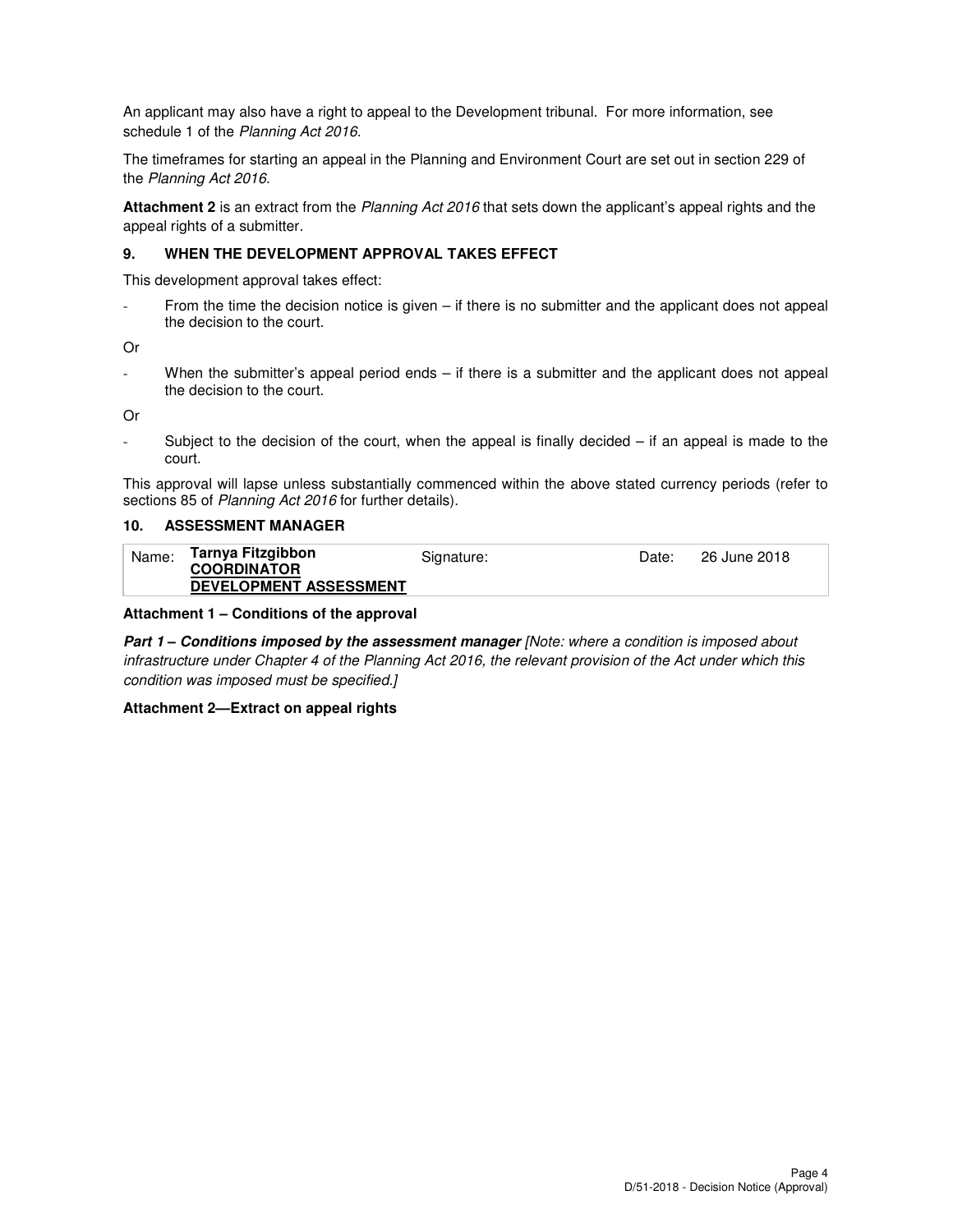An applicant may also have a right to appeal to the Development tribunal. For more information, see schedule 1 of the *Planning Act 2016*.

The timeframes for starting an appeal in the Planning and Environment Court are set out in section 229 of the *Planning Act 2016*.

**Attachment 2** is an extract from the *Planning Act 2016* that sets down the applicant's appeal rights and the appeal rights of a submitter.

### 9. WHEN THE DEVELOPMENT APPROVAL TAKES EFFECT

This development approval takes effect:

- From the time the decision notice is given – if there is no submitter and the applicant does not appeal the decision to the court.

Or

- When the submitter's appeal period ends – if there is a submitter and the applicant does not appeal the decision to the court.

Or

- Subject to the decision of the court, when the appeal is finally decided – if an appeal is made to the court.

This approval will lapse unless substantially commenced within the above stated currency periods (refer to sections 85 of *Planning Act 2016* for further details).

### 10. ASSESSMENT MANAGER

| Name: | **Tarnya Fitzgibbon**<br>**COORDINATOR**<br>**DEVELOPMENT ASSESSMENT** | Signature: | | Date: | 26 June 2018 |
|---|---|---|---|---|---|

**Attachment 1 – Conditions of the approval**

***Part 1 – Conditions imposed by the assessment manager*** *[Note: where a condition is imposed about infrastructure under Chapter 4 of the Planning Act 2016, the relevant provision of the Act under which this condition was imposed must be specified.]*

**Attachment 2—Extract on appeal rights**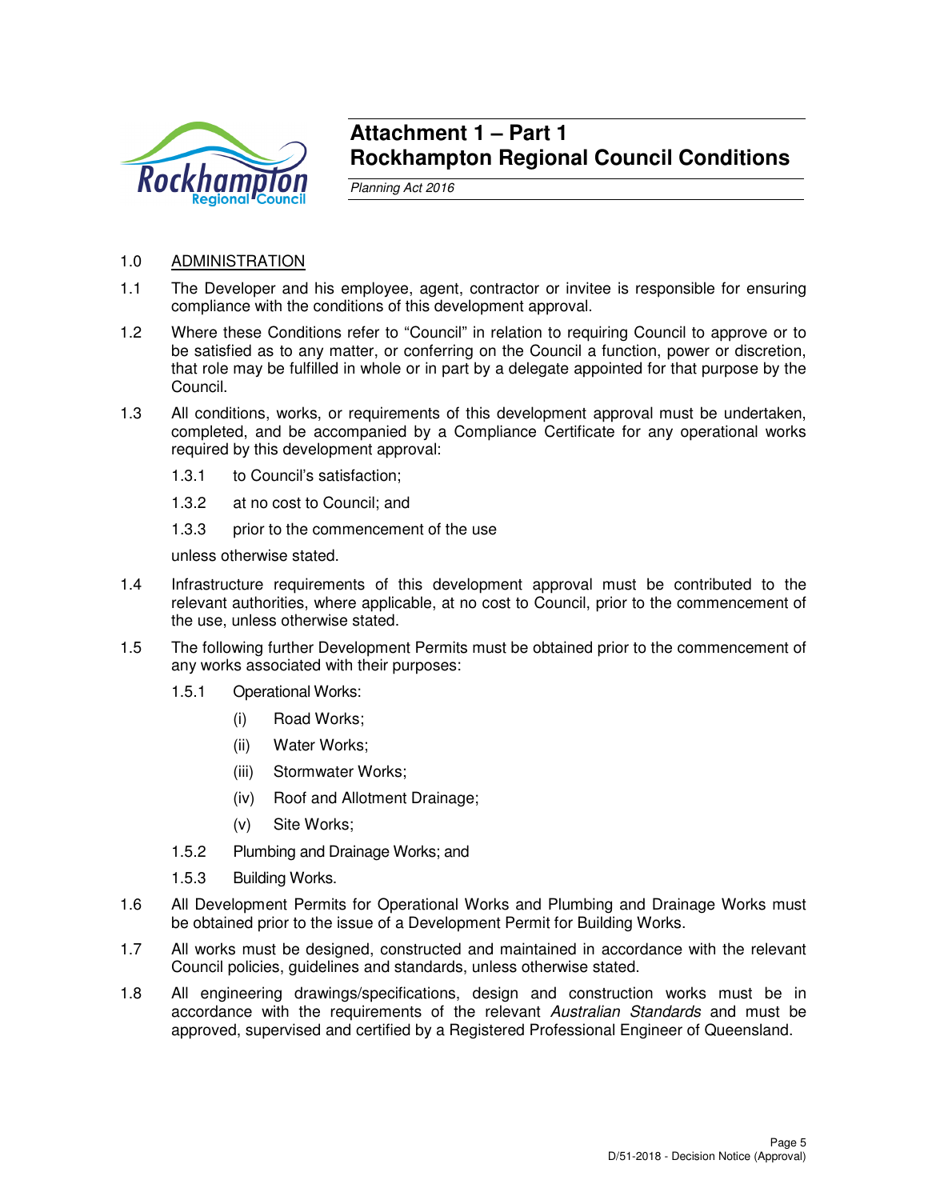# Attachment 1 – Part 1
# Rockhampton Regional Council Conditions

*Planning Act 2016*

1.0 ADMINISTRATION

1.1 The Developer and his employee, agent, contractor or invitee is responsible for ensuring compliance with the conditions of this development approval.

1.2 Where these Conditions refer to "Council" in relation to requiring Council to approve or to be satisfied as to any matter, or conferring on the Council a function, power or discretion, that role may be fulfilled in whole or in part by a delegate appointed for that purpose by the Council.

1.3 All conditions, works, or requirements of this development approval must be undertaken, completed, and be accompanied by a Compliance Certificate for any operational works required by this development approval:

1.3.1 to Council's satisfaction;

1.3.2 at no cost to Council; and

1.3.3 prior to the commencement of the use

unless otherwise stated.

1.4 Infrastructure requirements of this development approval must be contributed to the relevant authorities, where applicable, at no cost to Council, prior to the commencement of the use, unless otherwise stated.

1.5 The following further Development Permits must be obtained prior to the commencement of any works associated with their purposes:

1.5.1 Operational Works:

(i) Road Works;

(ii) Water Works;

(iii) Stormwater Works;

(iv) Roof and Allotment Drainage;

(v) Site Works;

1.5.2 Plumbing and Drainage Works; and

1.5.3 Building Works.

1.6 All Development Permits for Operational Works and Plumbing and Drainage Works must be obtained prior to the issue of a Development Permit for Building Works.

1.7 All works must be designed, constructed and maintained in accordance with the relevant Council policies, guidelines and standards, unless otherwise stated.

1.8 All engineering drawings/specifications, design and construction works must be in accordance with the requirements of the relevant *Australian Standards* and must be approved, supervised and certified by a Registered Professional Engineer of Queensland.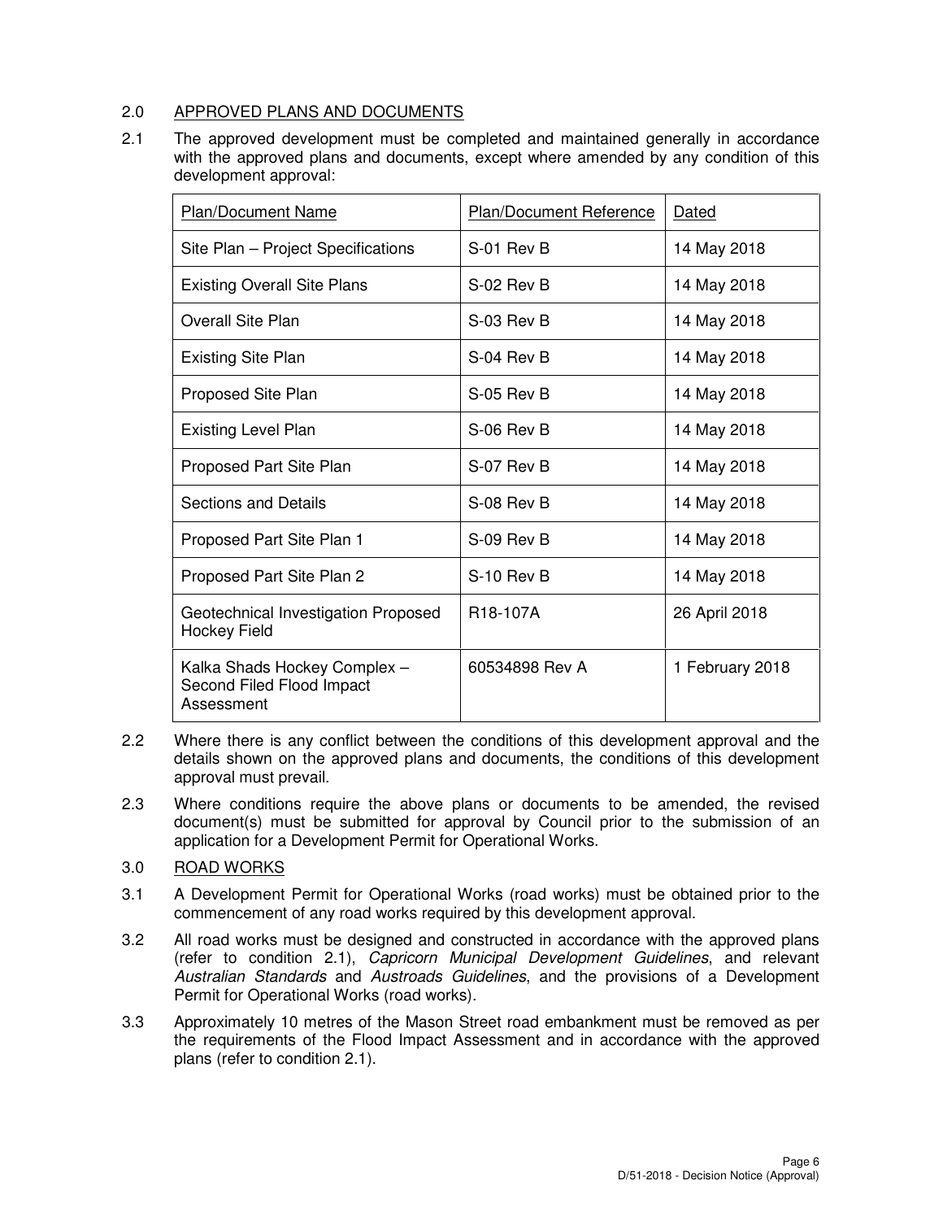## 2.0 APPROVED PLANS AND DOCUMENTS

2.1 The approved development must be completed and maintained generally in accordance with the approved plans and documents, except where amended by any condition of this development approval:

| Plan/Document Name | Plan/Document Reference | Dated |
|---|---|---|
| Site Plan – Project Specifications | S-01 Rev B | 14 May 2018 |
| Existing Overall Site Plans | S-02 Rev B | 14 May 2018 |
| Overall Site Plan | S-03 Rev B | 14 May 2018 |
| Existing Site Plan | S-04 Rev B | 14 May 2018 |
| Proposed Site Plan | S-05 Rev B | 14 May 2018 |
| Existing Level Plan | S-06 Rev B | 14 May 2018 |
| Proposed Part Site Plan | S-07 Rev B | 14 May 2018 |
| Sections and Details | S-08 Rev B | 14 May 2018 |
| Proposed Part Site Plan 1 | S-09 Rev B | 14 May 2018 |
| Proposed Part Site Plan 2 | S-10 Rev B | 14 May 2018 |
| Geotechnical Investigation Proposed Hockey Field | R18-107A | 26 April 2018 |
| Kalka Shads Hockey Complex – Second Filed Flood Impact Assessment | 60534898 Rev A | 1 February 2018 |

2.2 Where there is any conflict between the conditions of this development approval and the details shown on the approved plans and documents, the conditions of this development approval must prevail.

2.3 Where conditions require the above plans or documents to be amended, the revised document(s) must be submitted for approval by Council prior to the submission of an application for a Development Permit for Operational Works.

## 3.0 ROAD WORKS

3.1 A Development Permit for Operational Works (road works) must be obtained prior to the commencement of any road works required by this development approval.

3.2 All road works must be designed and constructed in accordance with the approved plans (refer to condition 2.1), *Capricorn Municipal Development Guidelines*, and relevant *Australian Standards* and *Austroads Guidelines*, and the provisions of a Development Permit for Operational Works (road works).

3.3 Approximately 10 metres of the Mason Street road embankment must be removed as per the requirements of the Flood Impact Assessment and in accordance with the approved plans (refer to condition 2.1).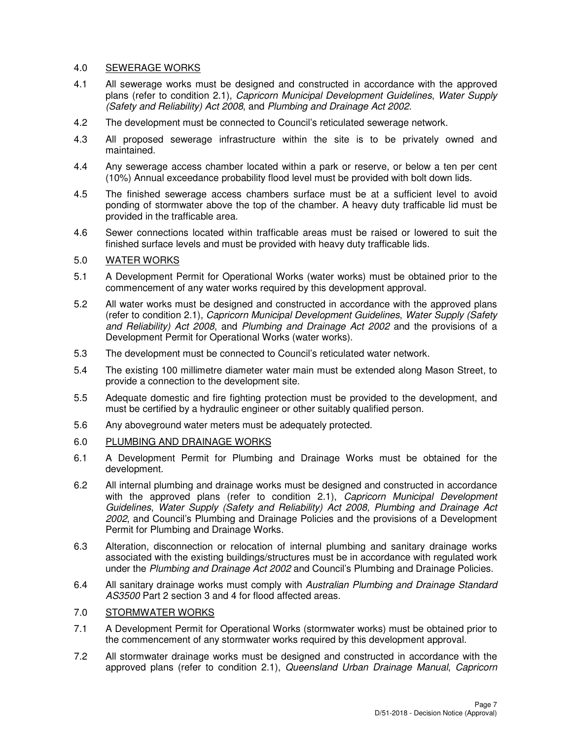4.0 <u>SEWERAGE WORKS</u>

4.1 All sewerage works must be designed and constructed in accordance with the approved plans (refer to condition 2.1), *Capricorn Municipal Development Guidelines*, *Water Supply (Safety and Reliability) Act 2008*, and *Plumbing and Drainage Act 2002*.

4.2 The development must be connected to Council's reticulated sewerage network.

4.3 All proposed sewerage infrastructure within the site is to be privately owned and maintained.

4.4 Any sewerage access chamber located within a park or reserve, or below a ten per cent (10%) Annual exceedance probability flood level must be provided with bolt down lids.

4.5 The finished sewerage access chambers surface must be at a sufficient level to avoid ponding of stormwater above the top of the chamber. A heavy duty trafficable lid must be provided in the trafficable area.

4.6 Sewer connections located within trafficable areas must be raised or lowered to suit the finished surface levels and must be provided with heavy duty trafficable lids.

5.0 <u>WATER WORKS</u>

5.1 A Development Permit for Operational Works (water works) must be obtained prior to the commencement of any water works required by this development approval.

5.2 All water works must be designed and constructed in accordance with the approved plans (refer to condition 2.1), *Capricorn Municipal Development Guidelines*, *Water Supply (Safety and Reliability) Act 2008*, and *Plumbing and Drainage Act 2002* and the provisions of a Development Permit for Operational Works (water works).

5.3 The development must be connected to Council's reticulated water network.

5.4 The existing 100 millimetre diameter water main must be extended along Mason Street, to provide a connection to the development site.

5.5 Adequate domestic and fire fighting protection must be provided to the development, and must be certified by a hydraulic engineer or other suitably qualified person.

5.6 Any aboveground water meters must be adequately protected.

6.0 <u>PLUMBING AND DRAINAGE WORKS</u>

6.1 A Development Permit for Plumbing and Drainage Works must be obtained for the development.

6.2 All internal plumbing and drainage works must be designed and constructed in accordance with the approved plans (refer to condition 2.1), *Capricorn Municipal Development Guidelines*, *Water Supply (Safety and Reliability) Act 2008, Plumbing and Drainage Act 2002*, and Council's Plumbing and Drainage Policies and the provisions of a Development Permit for Plumbing and Drainage Works.

6.3 Alteration, disconnection or relocation of internal plumbing and sanitary drainage works associated with the existing buildings/structures must be in accordance with regulated work under the *Plumbing and Drainage Act 2002* and Council's Plumbing and Drainage Policies.

6.4 All sanitary drainage works must comply with *Australian Plumbing and Drainage Standard AS3500* Part 2 section 3 and 4 for flood affected areas.

7.0 <u>STORMWATER WORKS</u>

7.1 A Development Permit for Operational Works (stormwater works) must be obtained prior to the commencement of any stormwater works required by this development approval.

7.2 All stormwater drainage works must be designed and constructed in accordance with the approved plans (refer to condition 2.1), *Queensland Urban Drainage Manual*, *Capricorn*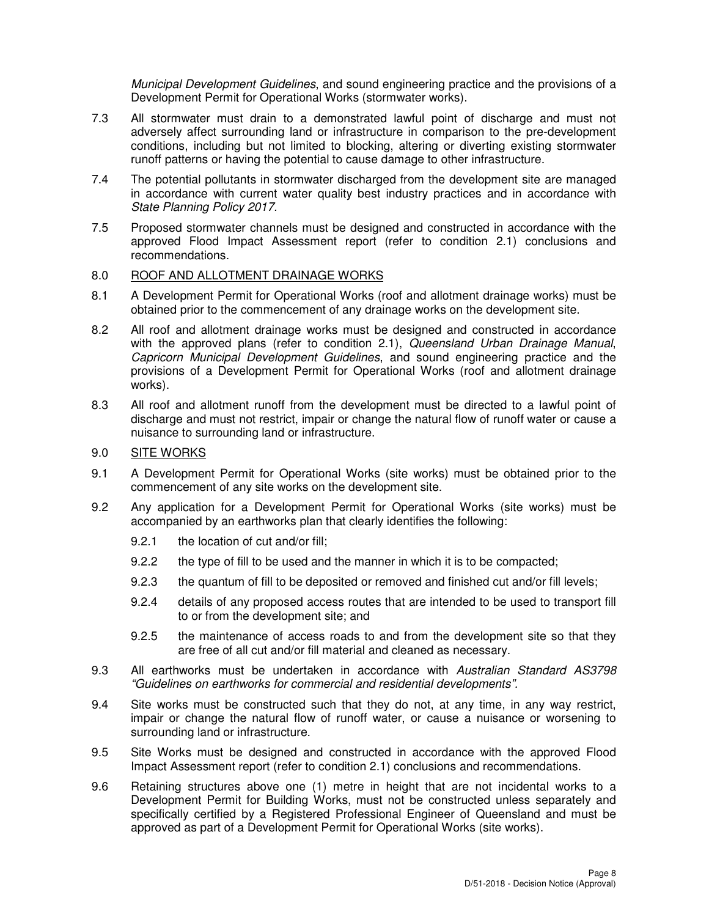*Municipal Development Guidelines*, and sound engineering practice and the provisions of a Development Permit for Operational Works (stormwater works).

7.3 All stormwater must drain to a demonstrated lawful point of discharge and must not adversely affect surrounding land or infrastructure in comparison to the pre-development conditions, including but not limited to blocking, altering or diverting existing stormwater runoff patterns or having the potential to cause damage to other infrastructure.

7.4 The potential pollutants in stormwater discharged from the development site are managed in accordance with current water quality best industry practices and in accordance with *State Planning Policy 2017.*

7.5 Proposed stormwater channels must be designed and constructed in accordance with the approved Flood Impact Assessment report (refer to condition 2.1) conclusions and recommendations.

8.0 <u>ROOF AND ALLOTMENT DRAINAGE WORKS</u>

8.1 A Development Permit for Operational Works (roof and allotment drainage works) must be obtained prior to the commencement of any drainage works on the development site.

8.2 All roof and allotment drainage works must be designed and constructed in accordance with the approved plans (refer to condition 2.1), *Queensland Urban Drainage Manual*, *Capricorn Municipal Development Guidelines*, and sound engineering practice and the provisions of a Development Permit for Operational Works (roof and allotment drainage works).

8.3 All roof and allotment runoff from the development must be directed to a lawful point of discharge and must not restrict, impair or change the natural flow of runoff water or cause a nuisance to surrounding land or infrastructure.

9.0 <u>SITE WORKS</u>

9.1 A Development Permit for Operational Works (site works) must be obtained prior to the commencement of any site works on the development site.

9.2 Any application for a Development Permit for Operational Works (site works) must be accompanied by an earthworks plan that clearly identifies the following:

9.2.1 the location of cut and/or fill;

9.2.2 the type of fill to be used and the manner in which it is to be compacted;

9.2.3 the quantum of fill to be deposited or removed and finished cut and/or fill levels;

9.2.4 details of any proposed access routes that are intended to be used to transport fill to or from the development site; and

9.2.5 the maintenance of access roads to and from the development site so that they are free of all cut and/or fill material and cleaned as necessary.

9.3 All earthworks must be undertaken in accordance with *Australian Standard AS3798 "Guidelines on earthworks for commercial and residential developments"*.

9.4 Site works must be constructed such that they do not, at any time, in any way restrict, impair or change the natural flow of runoff water, or cause a nuisance or worsening to surrounding land or infrastructure.

9.5 Site Works must be designed and constructed in accordance with the approved Flood Impact Assessment report (refer to condition 2.1) conclusions and recommendations.

9.6 Retaining structures above one (1) metre in height that are not incidental works to a Development Permit for Building Works, must not be constructed unless separately and specifically certified by a Registered Professional Engineer of Queensland and must be approved as part of a Development Permit for Operational Works (site works).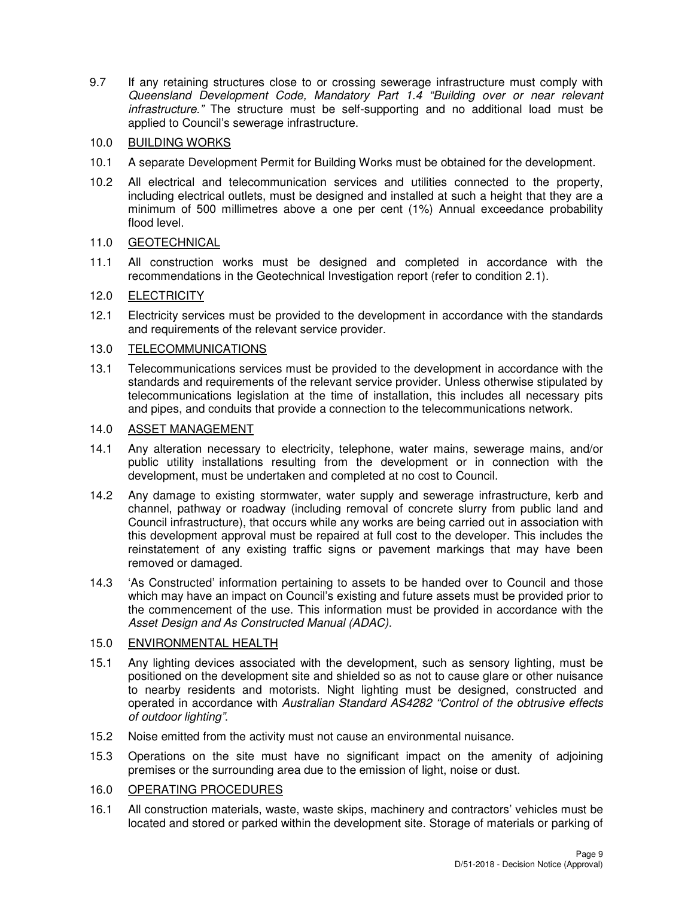9.7 If any retaining structures close to or crossing sewerage infrastructure must comply with *Queensland Development Code, Mandatory Part 1.4 "Building over or near relevant infrastructure."* The structure must be self-supporting and no additional load must be applied to Council's sewerage infrastructure.

## 10.0 BUILDING WORKS

10.1 A separate Development Permit for Building Works must be obtained for the development.

10.2 All electrical and telecommunication services and utilities connected to the property, including electrical outlets, must be designed and installed at such a height that they are a minimum of 500 millimetres above a one per cent (1%) Annual exceedance probability flood level.

## 11.0 GEOTECHNICAL

11.1 All construction works must be designed and completed in accordance with the recommendations in the Geotechnical Investigation report (refer to condition 2.1).

## 12.0 ELECTRICITY

12.1 Electricity services must be provided to the development in accordance with the standards and requirements of the relevant service provider.

## 13.0 TELECOMMUNICATIONS

13.1 Telecommunications services must be provided to the development in accordance with the standards and requirements of the relevant service provider. Unless otherwise stipulated by telecommunications legislation at the time of installation, this includes all necessary pits and pipes, and conduits that provide a connection to the telecommunications network.

## 14.0 ASSET MANAGEMENT

14.1 Any alteration necessary to electricity, telephone, water mains, sewerage mains, and/or public utility installations resulting from the development or in connection with the development, must be undertaken and completed at no cost to Council.

14.2 Any damage to existing stormwater, water supply and sewerage infrastructure, kerb and channel, pathway or roadway (including removal of concrete slurry from public land and Council infrastructure), that occurs while any works are being carried out in association with this development approval must be repaired at full cost to the developer. This includes the reinstatement of any existing traffic signs or pavement markings that may have been removed or damaged.

14.3 'As Constructed' information pertaining to assets to be handed over to Council and those which may have an impact on Council's existing and future assets must be provided prior to the commencement of the use. This information must be provided in accordance with the *Asset Design and As Constructed Manual (ADAC).*

## 15.0 ENVIRONMENTAL HEALTH

15.1 Any lighting devices associated with the development, such as sensory lighting, must be positioned on the development site and shielded so as not to cause glare or other nuisance to nearby residents and motorists. Night lighting must be designed, constructed and operated in accordance with *Australian Standard AS4282 "Control of the obtrusive effects of outdoor lighting"*.

15.2 Noise emitted from the activity must not cause an environmental nuisance.

15.3 Operations on the site must have no significant impact on the amenity of adjoining premises or the surrounding area due to the emission of light, noise or dust.

## 16.0 OPERATING PROCEDURES

16.1 All construction materials, waste, waste skips, machinery and contractors' vehicles must be located and stored or parked within the development site. Storage of materials or parking of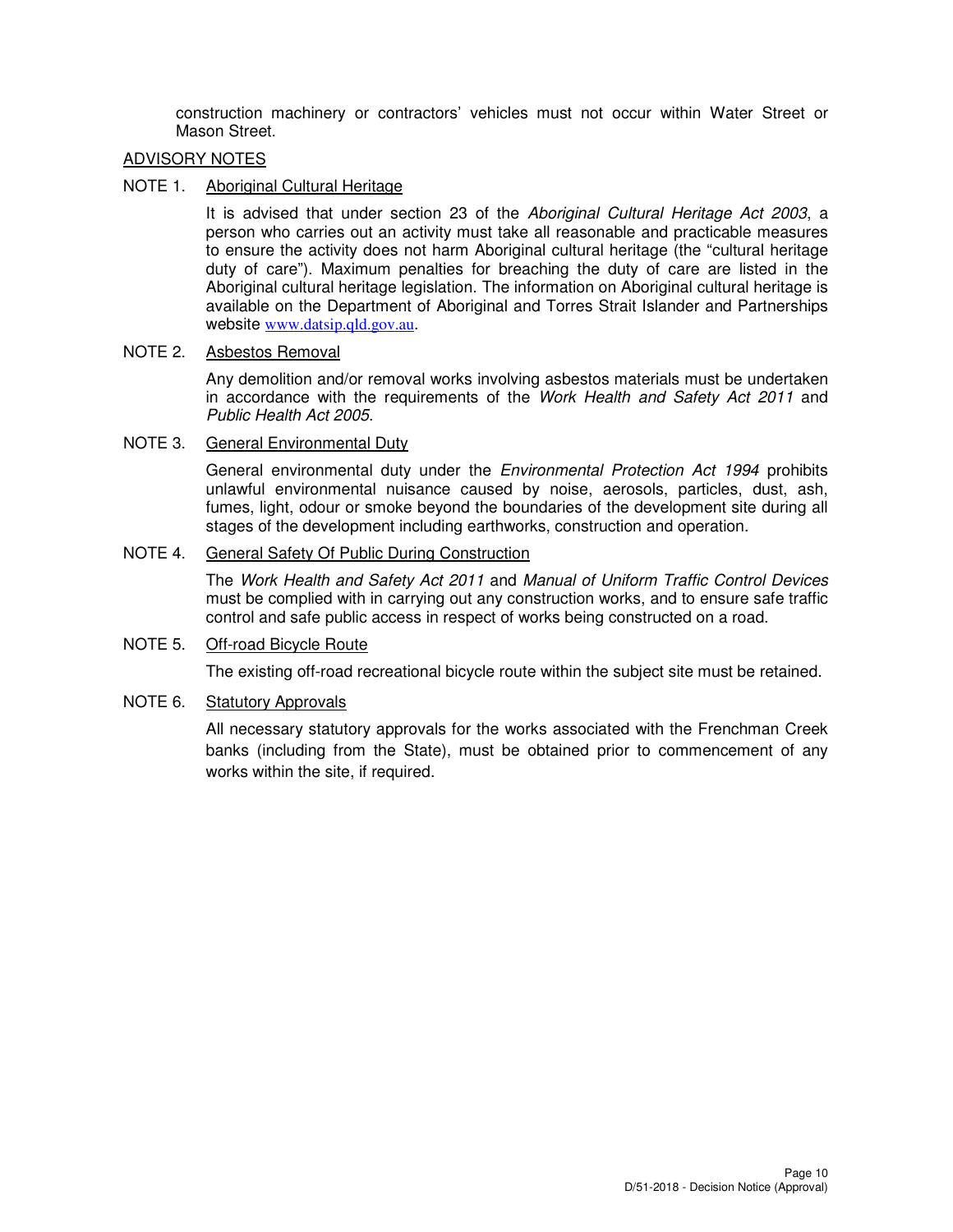construction machinery or contractors' vehicles must not occur within Water Street or Mason Street.

ADVISORY NOTES

NOTE 1. Aboriginal Cultural Heritage

It is advised that under section 23 of the *Aboriginal Cultural Heritage Act 2003*, a person who carries out an activity must take all reasonable and practicable measures to ensure the activity does not harm Aboriginal cultural heritage (the "cultural heritage duty of care"). Maximum penalties for breaching the duty of care are listed in the Aboriginal cultural heritage legislation. The information on Aboriginal cultural heritage is available on the Department of Aboriginal and Torres Strait Islander and Partnerships website www.datsip.qld.gov.au.

NOTE 2. Asbestos Removal

Any demolition and/or removal works involving asbestos materials must be undertaken in accordance with the requirements of the *Work Health and Safety Act 2011* and *Public Health Act 2005*.

NOTE 3. General Environmental Duty

General environmental duty under the *Environmental Protection Act 1994* prohibits unlawful environmental nuisance caused by noise, aerosols, particles, dust, ash, fumes, light, odour or smoke beyond the boundaries of the development site during all stages of the development including earthworks, construction and operation.

NOTE 4. General Safety Of Public During Construction

The *Work Health and Safety Act 2011* and *Manual of Uniform Traffic Control Devices* must be complied with in carrying out any construction works, and to ensure safe traffic control and safe public access in respect of works being constructed on a road.

NOTE 5. Off-road Bicycle Route

The existing off-road recreational bicycle route within the subject site must be retained.

NOTE 6. Statutory Approvals

All necessary statutory approvals for the works associated with the Frenchman Creek banks (including from the State), must be obtained prior to commencement of any works within the site, if required.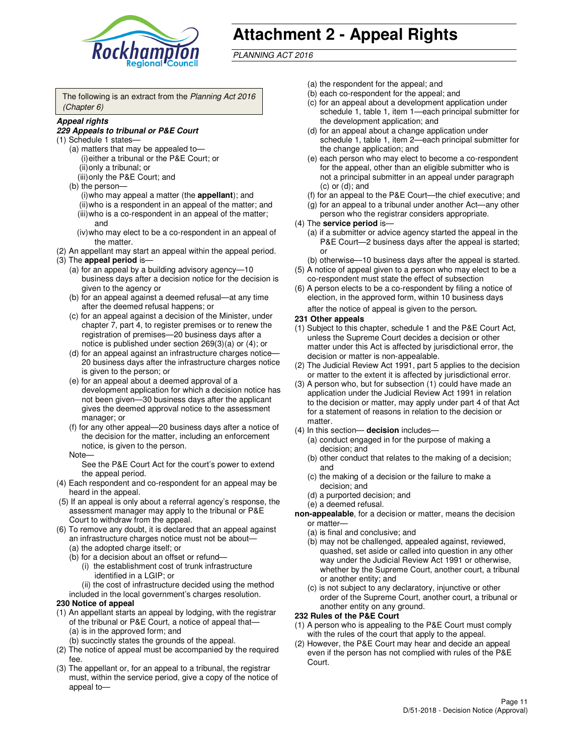# Attachment 2 - Appeal Rights

*PLANNING ACT 2016*

The following is an extract from the *Planning Act 2016 (Chapter 6)*

***Appeal rights***

***229 Appeals to tribunal or P&E Court***

(1) Schedule 1 states—

- (a) matters that may be appealed to—
  - (i) either a tribunal or the P&E Court; or
  - (ii) only a tribunal; or
  - (iii) only the P&E Court; and
- (b) the person—
  - (i) who may appeal a matter (the **appellant**); and
  - (ii) who is a respondent in an appeal of the matter; and
  - (iii) who is a co-respondent in an appeal of the matter; and
  - (iv) who may elect to be a co-respondent in an appeal of the matter.

(2) An appellant may start an appeal within the appeal period.

(3) The **appeal period** is—

- (a) for an appeal by a building advisory agency—10 business days after a decision notice for the decision is given to the agency or
- (b) for an appeal against a deemed refusal—at any time after the deemed refusal happens; or
- (c) for an appeal against a decision of the Minister, under chapter 7, part 4, to register premises or to renew the registration of premises—20 business days after a notice is published under section 269(3)(a) or (4); or
- (d) for an appeal against an infrastructure charges notice—20 business days after the infrastructure charges notice is given to the person; or
- (e) for an appeal about a deemed approval of a development application for which a decision notice has not been given—30 business days after the applicant gives the deemed approval notice to the assessment manager; or
- (f) for any other appeal—20 business days after a notice of the decision for the matter, including an enforcement notice, is given to the person.

Note—

See the P&E Court Act for the court's power to extend the appeal period.

(4) Each respondent and co-respondent for an appeal may be heard in the appeal.

(5) If an appeal is only about a referral agency's response, the assessment manager may apply to the tribunal or P&E Court to withdraw from the appeal.

(6) To remove any doubt, it is declared that an appeal against an infrastructure charges notice must not be about—

- (a) the adopted charge itself; or
- (b) for a decision about an offset or refund—
  - (i) the establishment cost of trunk infrastructure identified in a LGIP; or
  - (ii) the cost of infrastructure decided using the method

included in the local government's charges resolution.

**230 Notice of appeal**

(1) An appellant starts an appeal by lodging, with the registrar of the tribunal or P&E Court, a notice of appeal that—

- (a) is in the approved form; and
- (b) succinctly states the grounds of the appeal.

(2) The notice of appeal must be accompanied by the required fee.

(3) The appellant or, for an appeal to a tribunal, the registrar must, within the service period, give a copy of the notice of appeal to—

- (a) the respondent for the appeal; and
- (b) each co-respondent for the appeal; and
- (c) for an appeal about a development application under schedule 1, table 1, item 1—each principal submitter for the development application; and
- (d) for an appeal about a change application under schedule 1, table 1, item 2—each principal submitter for the change application; and
- (e) each person who may elect to become a co-respondent for the appeal, other than an eligible submitter who is not a principal submitter in an appeal under paragraph (c) or (d); and
- (f) for an appeal to the P&E Court—the chief executive; and
- (g) for an appeal to a tribunal under another Act—any other person who the registrar considers appropriate.

(4) The **service period** is—

- (a) if a submitter or advice agency started the appeal in the P&E Court—2 business days after the appeal is started; or
- (b) otherwise—10 business days after the appeal is started.

(5) A notice of appeal given to a person who may elect to be a co-respondent must state the effect of subsection

(6) A person elects to be a co-respondent by filing a notice of election, in the approved form, within 10 business days after the notice of appeal is given to the person.

**231 Other appeals**

(1) Subject to this chapter, schedule 1 and the P&E Court Act, unless the Supreme Court decides a decision or other matter under this Act is affected by jurisdictional error, the decision or matter is non-appealable.

(2) The Judicial Review Act 1991, part 5 applies to the decision or matter to the extent it is affected by jurisdictional error.

(3) A person who, but for subsection (1) could have made an application under the Judicial Review Act 1991 in relation to the decision or matter, may apply under part 4 of that Act for a statement of reasons in relation to the decision or matter.

(4) In this section— **decision** includes—

- (a) conduct engaged in for the purpose of making a decision; and
- (b) other conduct that relates to the making of a decision; and
- (c) the making of a decision or the failure to make a decision; and
- (d) a purported decision; and
- (e) a deemed refusal.

**non-appealable**, for a decision or matter, means the decision or matter—

- (a) is final and conclusive; and
- (b) may not be challenged, appealed against, reviewed, quashed, set aside or called into question in any other way under the Judicial Review Act 1991 or otherwise, whether by the Supreme Court, another court, a tribunal or another entity; and
- (c) is not subject to any declaratory, injunctive or other order of the Supreme Court, another court, a tribunal or another entity on any ground.

**232 Rules of the P&E Court**

(1) A person who is appealing to the P&E Court must comply with the rules of the court that apply to the appeal.

(2) However, the P&E Court may hear and decide an appeal even if the person has not complied with rules of the P&E Court.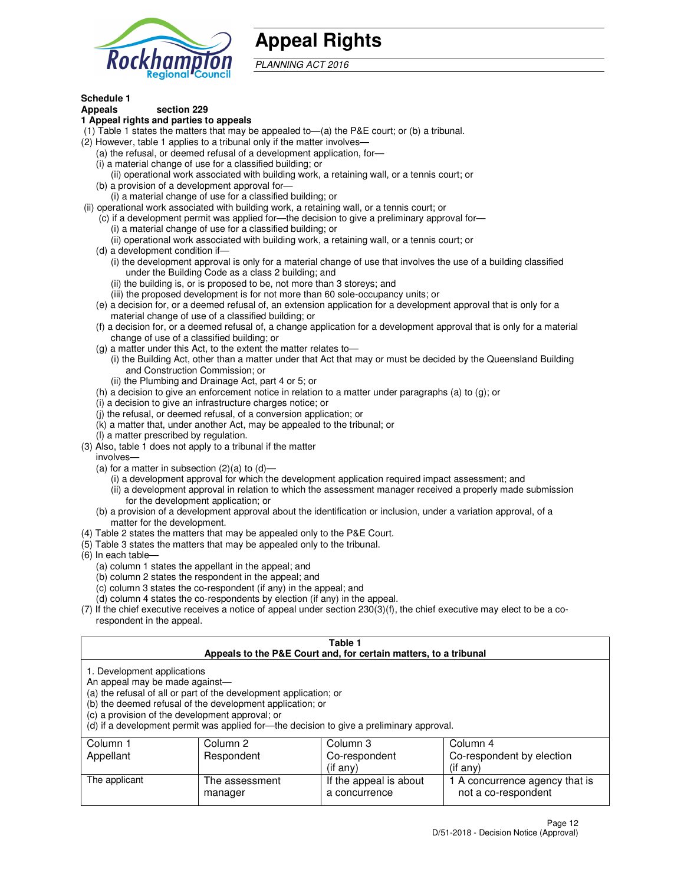# Appeal Rights

*PLANNING ACT 2016*

**Schedule 1**
**Appeals section 229**
**1 Appeal rights and parties to appeals**

(1) Table 1 states the matters that may be appealed to—(a) the P&E court; or (b) a tribunal.

(2) However, table 1 applies to a tribunal only if the matter involves—

(a) the refusal, or deemed refusal of a development application, for—

(i) a material change of use for a classified building; or

(ii) operational work associated with building work, a retaining wall, or a tennis court; or

(b) a provision of a development approval for—

(i) a material change of use for a classified building; or

(ii) operational work associated with building work, a retaining wall, or a tennis court; or

(c) if a development permit was applied for—the decision to give a preliminary approval for—

(i) a material change of use for a classified building; or

(ii) operational work associated with building work, a retaining wall, or a tennis court; or

(d) a development condition if—

(i) the development approval is only for a material change of use that involves the use of a building classified under the Building Code as a class 2 building; and

(ii) the building is, or is proposed to be, not more than 3 storeys; and

(iii) the proposed development is for not more than 60 sole-occupancy units; or

(e) a decision for, or a deemed refusal of, an extension application for a development approval that is only for a material change of use of a classified building; or

(f) a decision for, or a deemed refusal of, a change application for a development approval that is only for a material change of use of a classified building; or

(g) a matter under this Act, to the extent the matter relates to—

(i) the Building Act, other than a matter under that Act that may or must be decided by the Queensland Building and Construction Commission; or

(ii) the Plumbing and Drainage Act, part 4 or 5; or

(h) a decision to give an enforcement notice in relation to a matter under paragraphs (a) to (g); or

(i) a decision to give an infrastructure charges notice; or

(j) the refusal, or deemed refusal, of a conversion application; or

(k) a matter that, under another Act, may be appealed to the tribunal; or

(l) a matter prescribed by regulation.

(3) Also, table 1 does not apply to a tribunal if the matter involves—

(a) for a matter in subsection (2)(a) to (d)—

(i) a development approval for which the development application required impact assessment; and

(ii) a development approval in relation to which the assessment manager received a properly made submission for the development application; or

(b) a provision of a development approval about the identification or inclusion, under a variation approval, of a matter for the development.

(4) Table 2 states the matters that may be appealed only to the P&E Court.

(5) Table 3 states the matters that may be appealed only to the tribunal.

(6) In each table—

(a) column 1 states the appellant in the appeal; and

(b) column 2 states the respondent in the appeal; and

(c) column 3 states the co-respondent (if any) in the appeal; and

(d) column 4 states the co-respondents by election (if any) in the appeal.

(7) If the chief executive receives a notice of appeal under section 230(3)(f), the chief executive may elect to be a co-respondent in the appeal.

**Table 1**
**Appeals to the P&E Court and, for certain matters, to a tribunal**

1. Development applications

An appeal may be made against—

(a) the refusal of all or part of the development application; or

(b) the deemed refusal of the development application; or

(c) a provision of the development approval; or

(d) if a development permit was applied for—the decision to give a preliminary approval.

| Column 1<br>Appellant | Column 2<br>Respondent | Column 3<br>Co-respondent<br>(if any) | Column 4<br>Co-respondent by election<br>(if any) |
|---|---|---|---|
| The applicant | The assessment manager | If the appeal is about a concurrence | 1 A concurrence agency that is not a co-respondent |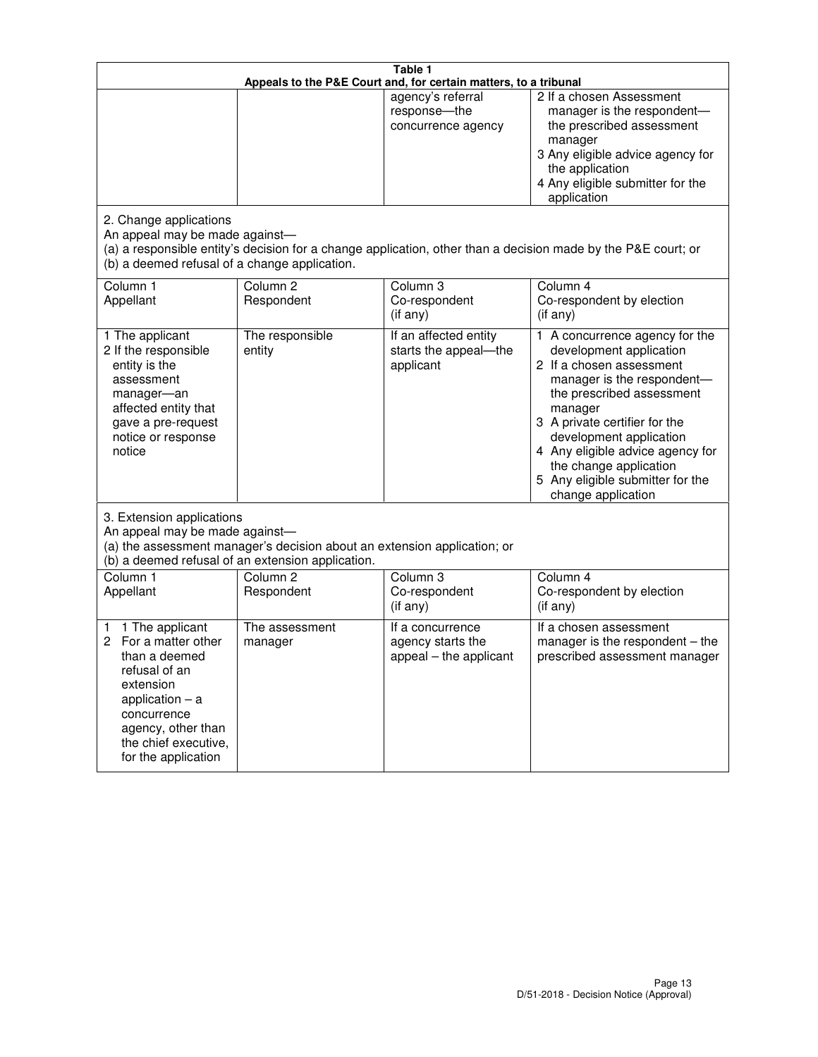**Table 1**
**Appeals to the P&E Court and, for certain matters, to a tribunal**

| | | | |
|---|---|---|---|
| | | agency's referral response—the concurrence agency | 2 If a chosen Assessment manager is the respondent—the prescribed assessment manager<br>3 Any eligible advice agency for the application<br>4 Any eligible submitter for the application |

2. Change applications
An appeal may be made against—
(a) a responsible entity's decision for a change application, other than a decision made by the P&E court; or
(b) a deemed refusal of a change application.

| Column 1<br>Appellant | Column 2<br>Respondent | Column 3<br>Co-respondent<br>(if any) | Column 4<br>Co-respondent by election<br>(if any) |
|---|---|---|---|
| 1 The applicant<br>2 If the responsible entity is the assessment manager—an affected entity that gave a pre-request notice or response notice | The responsible entity | If an affected entity starts the appeal—the applicant | 1 A concurrence agency for the development application<br>2 If a chosen assessment manager is the respondent—the prescribed assessment manager<br>3 A private certifier for the development application<br>4 Any eligible advice agency for the change application<br>5 Any eligible submitter for the change application |

3. Extension applications
An appeal may be made against—
(a) the assessment manager's decision about an extension application; or
(b) a deemed refusal of an extension application.

| Column 1<br>Appellant | Column 2<br>Respondent | Column 3<br>Co-respondent<br>(if any) | Column 4<br>Co-respondent by election<br>(if any) |
|---|---|---|---|
| 1 1 The applicant<br>2 For a matter other than a deemed refusal of an extension application – a concurrence agency, other than the chief executive, for the application | The assessment manager | If a concurrence agency starts the appeal – the applicant | If a chosen assessment manager is the respondent – the prescribed assessment manager |

D/51-2018 - Decision Notice (Approval)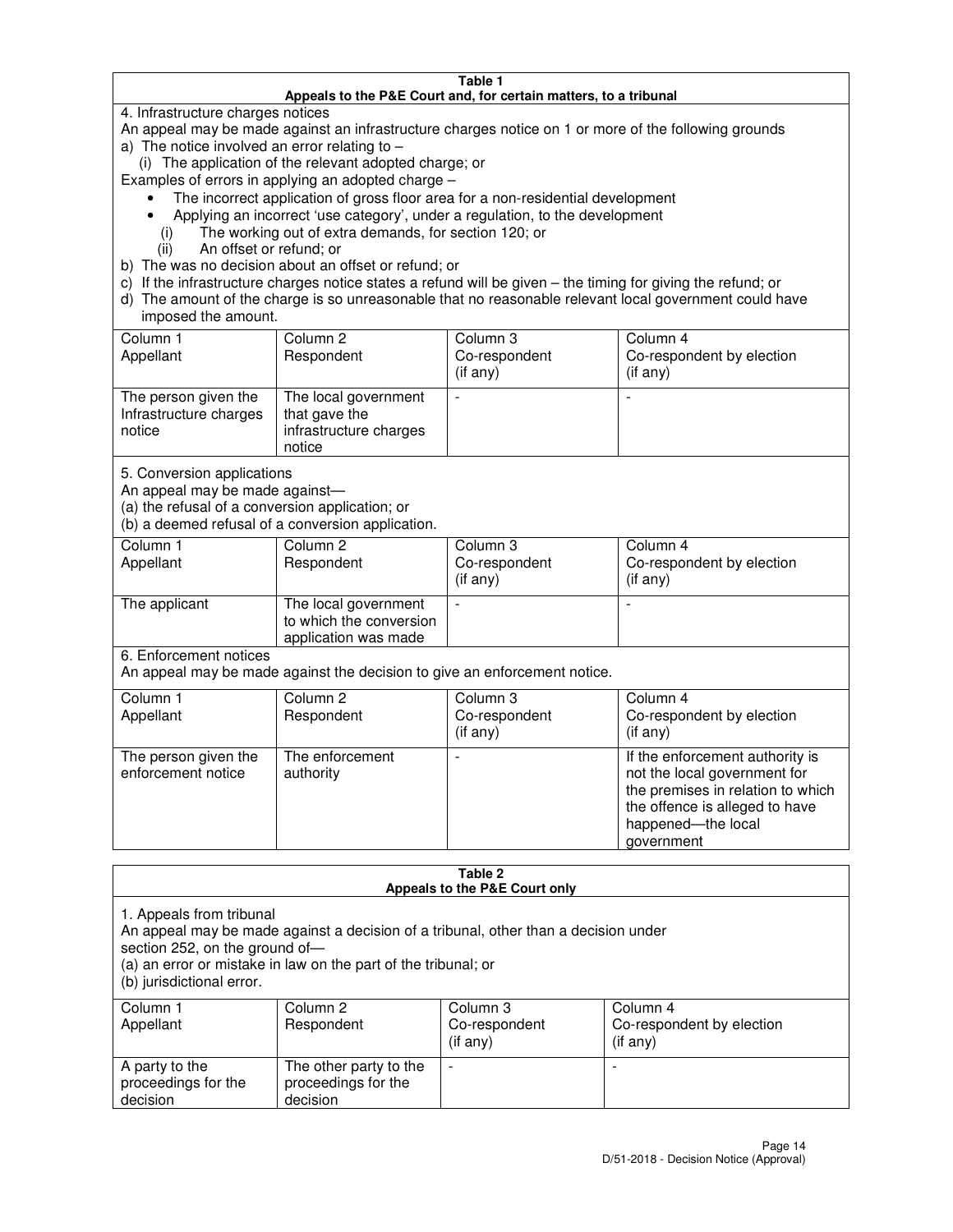**Table 1**
**Appeals to the P&E Court and, for certain matters, to a tribunal**

4. Infrastructure charges notices

An appeal may be made against an infrastructure charges notice on 1 or more of the following grounds

a) The notice involved an error relating to –
   (i) The application of the relevant adopted charge; or

Examples of errors in applying an adopted charge –

- The incorrect application of gross floor area for a non-residential development
- Applying an incorrect 'use category', under a regulation, to the development

   (i) The working out of extra demands, for section 120; or
   (ii) An offset or refund; or

b) The was no decision about an offset or refund; or

c) If the infrastructure charges notice states a refund will be given – the timing for giving the refund; or

d) The amount of the charge is so unreasonable that no reasonable relevant local government could have imposed the amount.

| Column 1 Appellant | Column 2 Respondent | Column 3 Co-respondent (if any) | Column 4 Co-respondent by election (if any) |
|---|---|---|---|
| The person given the Infrastructure charges notice | The local government that gave the infrastructure charges notice | - | - |

5. Conversion applications

An appeal may be made against—
(a) the refusal of a conversion application; or
(b) a deemed refusal of a conversion application.

| Column 1 Appellant | Column 2 Respondent | Column 3 Co-respondent (if any) | Column 4 Co-respondent by election (if any) |
|---|---|---|---|
| The applicant | The local government to which the conversion application was made | - | - |

6. Enforcement notices

An appeal may be made against the decision to give an enforcement notice.

| Column 1 Appellant | Column 2 Respondent | Column 3 Co-respondent (if any) | Column 4 Co-respondent by election (if any) |
|---|---|---|---|
| The person given the enforcement notice | The enforcement authority | - | If the enforcement authority is not the local government for the premises in relation to which the offence is alleged to have happened—the local government |

**Table 2**
**Appeals to the P&E Court only**

1. Appeals from tribunal

An appeal may be made against a decision of a tribunal, other than a decision under section 252, on the ground of—
(a) an error or mistake in law on the part of the tribunal; or
(b) jurisdictional error.

| Column 1 Appellant | Column 2 Respondent | Column 3 Co-respondent (if any) | Column 4 Co-respondent by election (if any) |
|---|---|---|---|
| A party to the proceedings for the decision | The other party to the proceedings for the decision | - | - |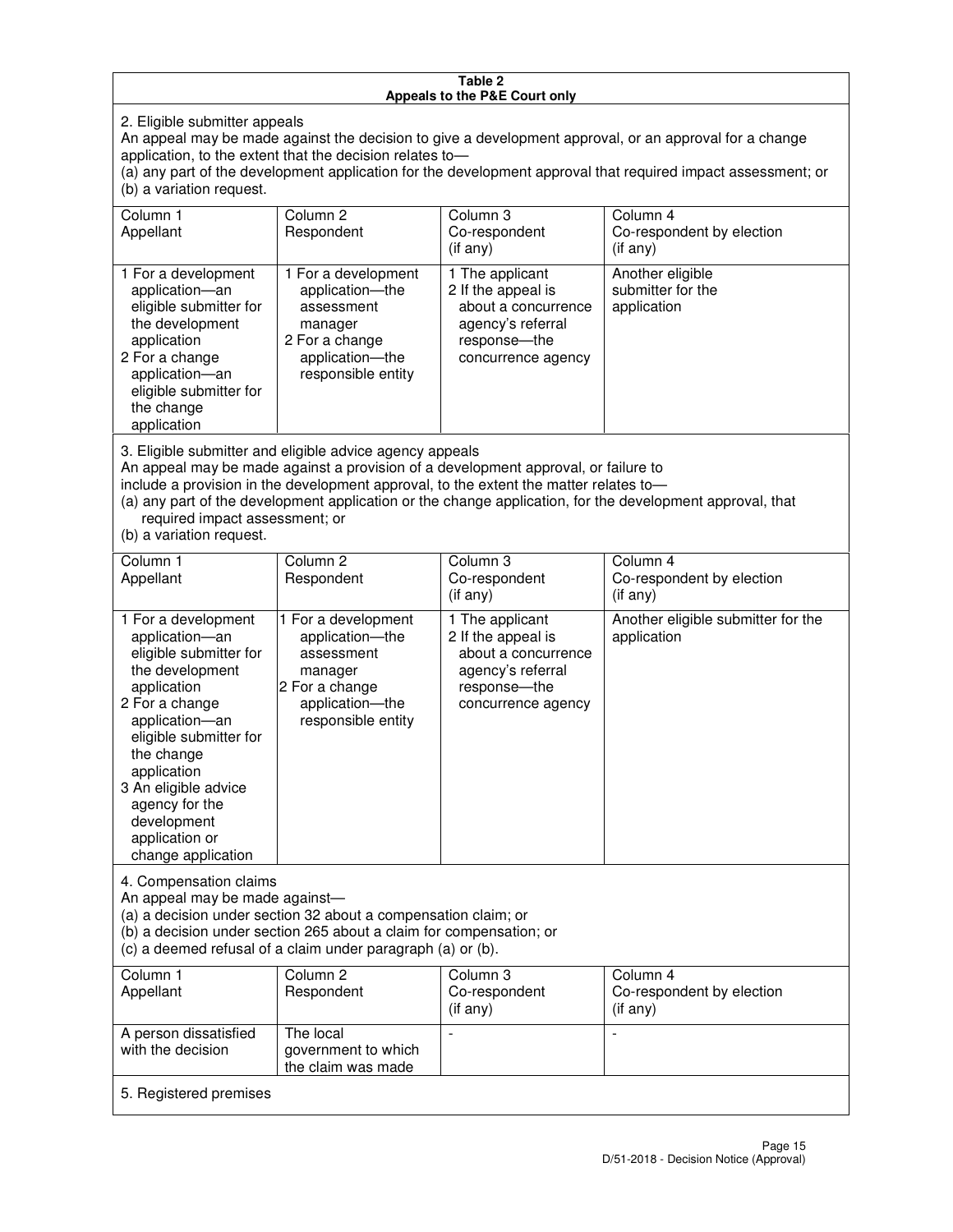**Table 2**
**Appeals to the P&E Court only**

2. Eligible submitter appeals

An appeal may be made against the decision to give a development approval, or an approval for a change application, to the extent that the decision relates to—

(a) any part of the development application for the development approval that required impact assessment; or

(b) a variation request.

| Column 1<br>Appellant | Column 2<br>Respondent | Column 3<br>Co-respondent<br>(if any) | Column 4<br>Co-respondent by election<br>(if any) |
|---|---|---|---|
| 1 For a development application—an eligible submitter for the development application<br>2 For a change application—an eligible submitter for the change application | 1 For a development application—the assessment manager<br>2 For a change application—the responsible entity | 1 The applicant<br>2 If the appeal is about a concurrence agency's referral response—the concurrence agency | Another eligible submitter for the application |

3. Eligible submitter and eligible advice agency appeals

An appeal may be made against a provision of a development approval, or failure to include a provision in the development approval, to the extent the matter relates to—

(a) any part of the development application or the change application, for the development approval, that required impact assessment; or

(b) a variation request.

| Column 1<br>Appellant | Column 2<br>Respondent | Column 3<br>Co-respondent<br>(if any) | Column 4<br>Co-respondent by election<br>(if any) |
|---|---|---|---|
| 1 For a development application—an eligible submitter for the development application<br>2 For a change application—an eligible submitter for the change application<br>3 An eligible advice agency for the development application or change application | 1 For a development application—the assessment manager<br>2 For a change application—the responsible entity | 1 The applicant<br>2 If the appeal is about a concurrence agency's referral response—the concurrence agency | Another eligible submitter for the application |

4. Compensation claims

An appeal may be made against—

(a) a decision under section 32 about a compensation claim; or

(b) a decision under section 265 about a claim for compensation; or

(c) a deemed refusal of a claim under paragraph (a) or (b).

| Column 1<br>Appellant | Column 2<br>Respondent | Column 3<br>Co-respondent<br>(if any) | Column 4<br>Co-respondent by election<br>(if any) |
|---|---|---|---|
| A person dissatisfied with the decision | The local government to which the claim was made | - | - |

5. Registered premises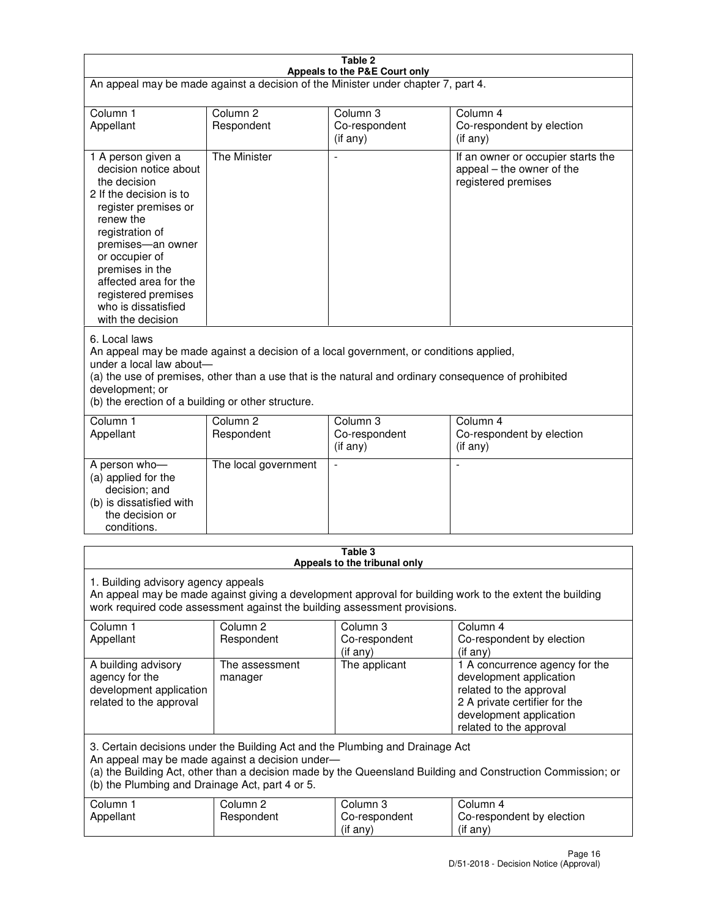## Table 2
### Appeals to the P&E Court only

An appeal may be made against a decision of the Minister under chapter 7, part 4.

| Column 1<br>Appellant | Column 2<br>Respondent | Column 3<br>Co-respondent<br>(if any) | Column 4<br>Co-respondent by election<br>(if any) |
|---|---|---|---|
| 1 A person given a decision notice about the decision<br>2 If the decision is to register premises or renew the registration of premises—an owner or occupier of premises in the affected area for the registered premises who is dissatisfied with the decision | The Minister | - | If an owner or occupier starts the appeal – the owner of the registered premises |

6. Local laws

An appeal may be made against a decision of a local government, or conditions applied, under a local law about—

(a) the use of premises, other than a use that is the natural and ordinary consequence of prohibited development; or

(b) the erection of a building or other structure.

| Column 1<br>Appellant | Column 2<br>Respondent | Column 3<br>Co-respondent<br>(if any) | Column 4<br>Co-respondent by election<br>(if any) |
|---|---|---|---|
| A person who—<br>(a) applied for the decision; and<br>(b) is dissatisfied with the decision or conditions. | The local government | - | - |

## Table 3
### Appeals to the tribunal only

1. Building advisory agency appeals

An appeal may be made against giving a development approval for building work to the extent the building work required code assessment against the building assessment provisions.

| Column 1<br>Appellant | Column 2<br>Respondent | Column 3<br>Co-respondent<br>(if any) | Column 4<br>Co-respondent by election<br>(if any) |
|---|---|---|---|
| A building advisory agency for the development application related to the approval | The assessment manager | The applicant | 1 A concurrence agency for the development application related to the approval<br>2 A private certifier for the development application related to the approval |

3. Certain decisions under the Building Act and the Plumbing and Drainage Act

An appeal may be made against a decision under—

(a) the Building Act, other than a decision made by the Queensland Building and Construction Commission; or

(b) the Plumbing and Drainage Act, part 4 or 5.

| Column 1<br>Appellant | Column 2<br>Respondent | Column 3<br>Co-respondent<br>(if any) | Column 4<br>Co-respondent by election<br>(if any) |
|---|---|---|---|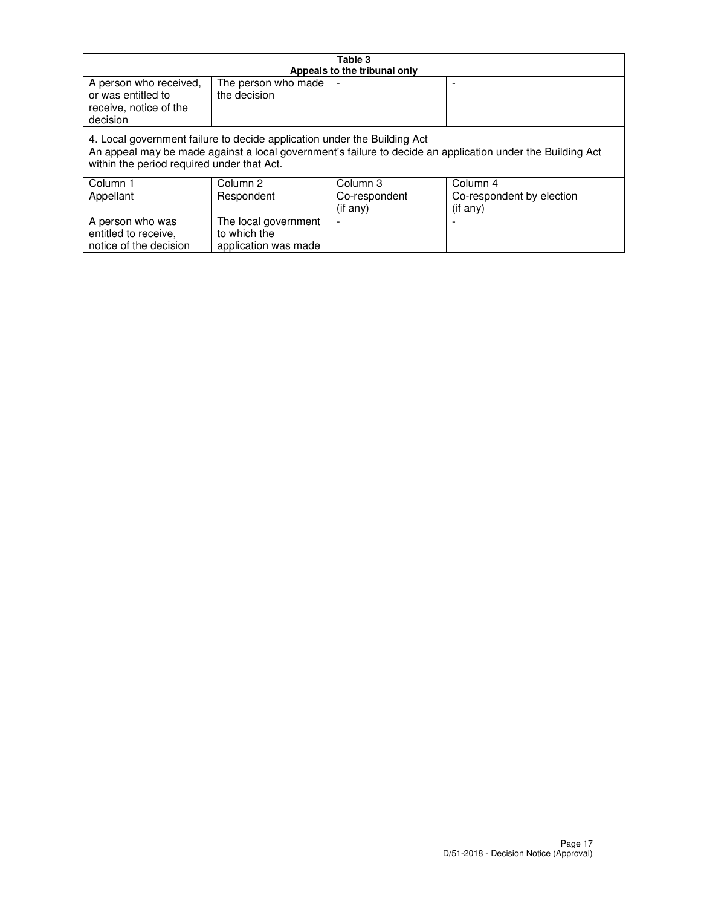**Table 3**
**Appeals to the tribunal only**

| | | | |
|---|---|---|---|
| A person who received, or was entitled to receive, notice of the decision | The person who made the decision | - | - |

4. Local government failure to decide application under the Building Act
An appeal may be made against a local government's failure to decide an application under the Building Act within the period required under that Act.

| Column 1<br>Appellant | Column 2<br>Respondent | Column 3<br>Co-respondent<br>(if any) | Column 4<br>Co-respondent by election<br>(if any) |
|---|---|---|---|
| A person who was entitled to receive, notice of the decision | The local government to which the application was made | - | - |